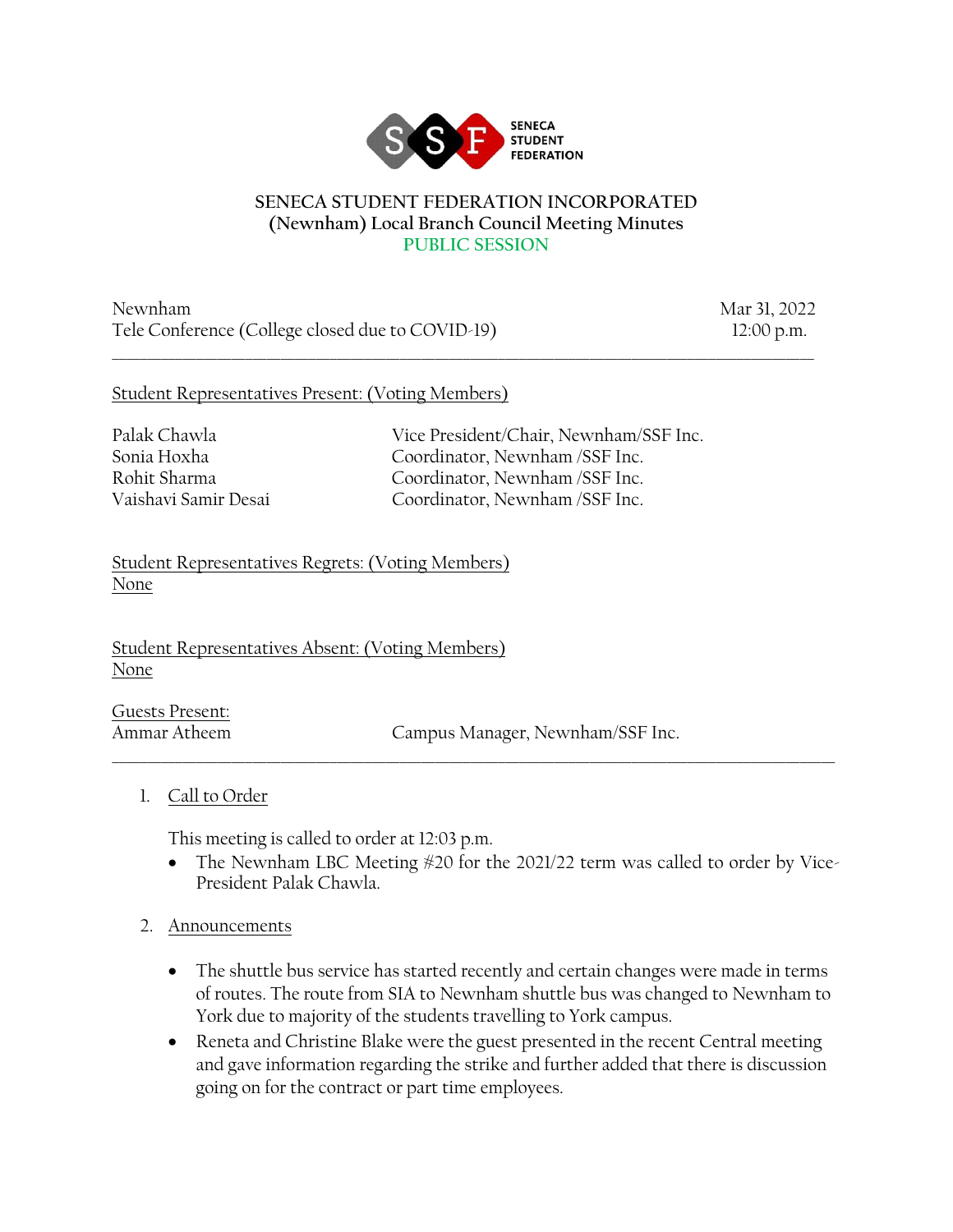SENECA STUDENT FEDERATION

# SENECA STUDENT FEDERATION INCORPORATED
## (Newnham) Local Branch Council Meeting Minutes
### PUBLIC SESSION

Newnham — Mar 31, 2022
Tele Conference (College closed due to COVID-19) — 12:00 p.m.

---

Student Representatives Present: (Voting Members)

| | |
|---|---|
| Palak Chawla | Vice President/Chair, Newnham/SSF Inc. |
| Sonia Hoxha | Coordinator, Newnham /SSF Inc. |
| Rohit Sharma | Coordinator, Newnham /SSF Inc. |
| Vaishavi Samir Desai | Coordinator, Newnham /SSF Inc. |

Student Representatives Regrets: (Voting Members)
None

Student Representatives Absent: (Voting Members)
None

Guests Present:

| | |
|---|---|
| Ammar Atheem | Campus Manager, Newnham/SSF Inc. |

---

1. Call to Order

   This meeting is called to order at 12:03 p.m.
   - The Newnham LBC Meeting #20 for the 2021/22 term was called to order by Vice-President Palak Chawla.

2. Announcements

   - The shuttle bus service has started recently and certain changes were made in terms of routes. The route from SIA to Newnham shuttle bus was changed to Newnham to York due to majority of the students travelling to York campus.
   - Reneta and Christine Blake were the guest presented in the recent Central meeting and gave information regarding the strike and further added that there is discussion going on for the contract or part time employees.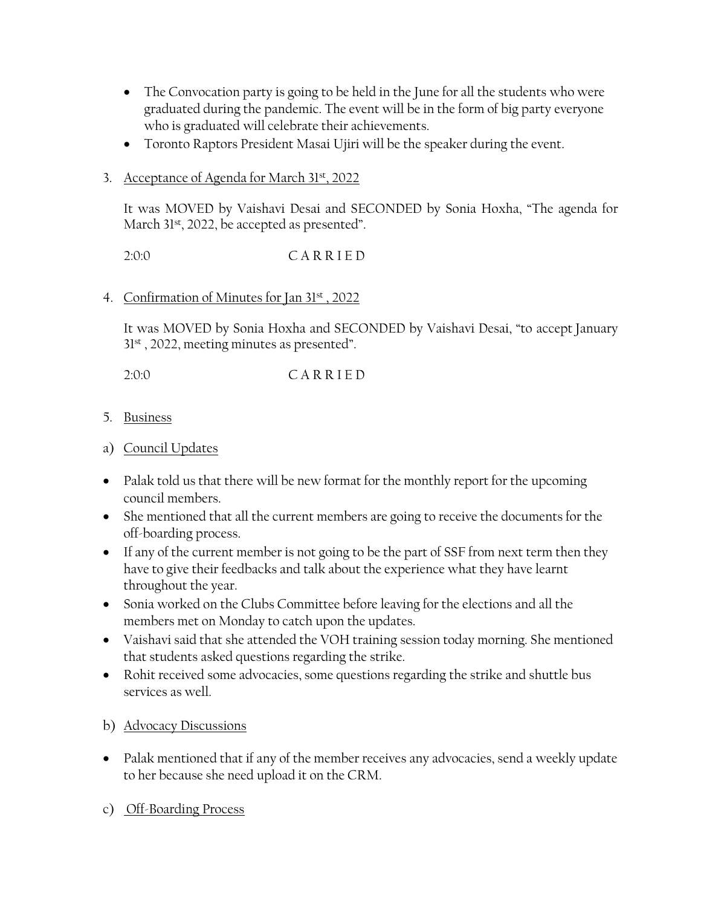- The Convocation party is going to be held in the June for all the students who were graduated during the pandemic. The event will be in the form of big party everyone who is graduated will celebrate their achievements.
- Toronto Raptors President Masai Ujiri will be the speaker during the event.

3. Acceptance of Agenda for March 31st, 2022

It was MOVED by Vaishavi Desai and SECONDED by Sonia Hoxha, "The agenda for March 31st, 2022, be accepted as presented".

2:0:0 C A R R I E D

4. Confirmation of Minutes for Jan 31st , 2022

It was MOVED by Sonia Hoxha and SECONDED by Vaishavi Desai, "to accept January 31st , 2022, meeting minutes as presented".

2:0:0 C A R R I E D

5. Business

a) Council Updates

- Palak told us that there will be new format for the monthly report for the upcoming council members.
- She mentioned that all the current members are going to receive the documents for the off-boarding process.
- If any of the current member is not going to be the part of SSF from next term then they have to give their feedbacks and talk about the experience what they have learnt throughout the year.
- Sonia worked on the Clubs Committee before leaving for the elections and all the members met on Monday to catch upon the updates.
- Vaishavi said that she attended the VOH training session today morning. She mentioned that students asked questions regarding the strike.
- Rohit received some advocacies, some questions regarding the strike and shuttle bus services as well.

b) Advocacy Discussions

- Palak mentioned that if any of the member receives any advocacies, send a weekly update to her because she need upload it on the CRM.

c) Off-Boarding Process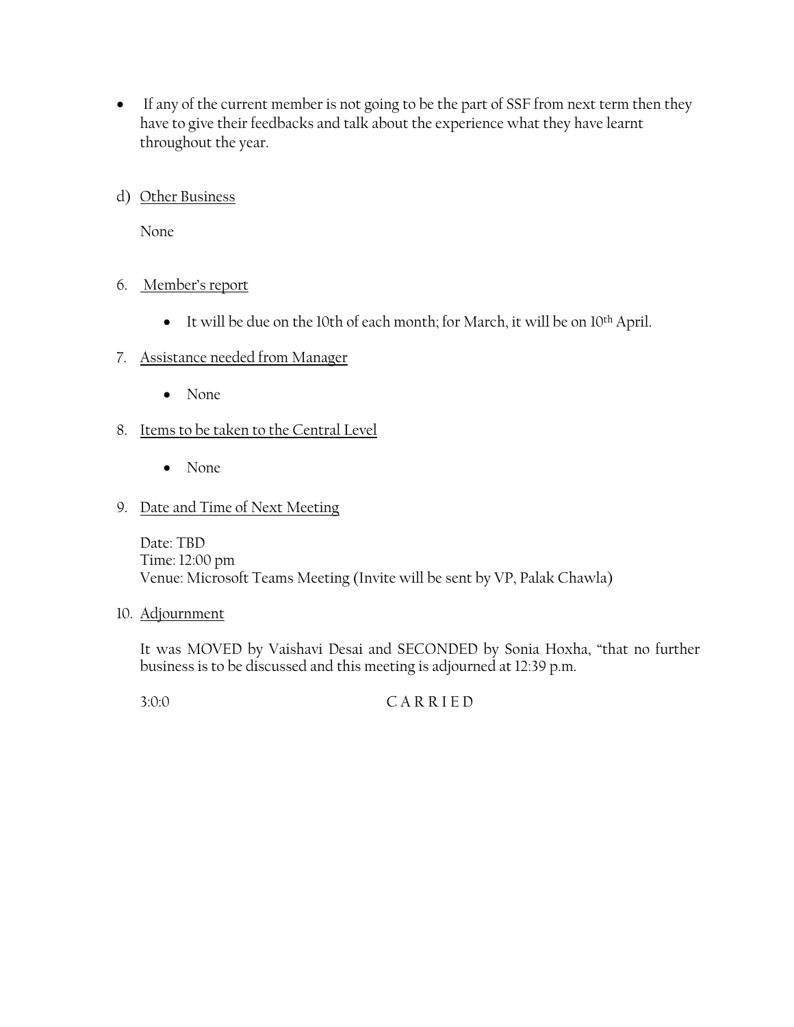- If any of the current member is not going to be the part of SSF from next term then they have to give their feedbacks and talk about the experience what they have learnt throughout the year.

d) Other Business

None

6. Member's report

   - It will be due on the 10th of each month; for March, it will be on 10th April.

7. Assistance needed from Manager

   - None

8. Items to be taken to the Central Level

   - None

9. Date and Time of Next Meeting

   Date: TBD
   Time: 12:00 pm
   Venue: Microsoft Teams Meeting (Invite will be sent by VP, Palak Chawla)

10. Adjournment

    It was MOVED by Vaishavi Desai and SECONDED by Sonia Hoxha, "that no further business is to be discussed and this meeting is adjourned at 12:39 p.m.

    3:0:0 C A R R I E D